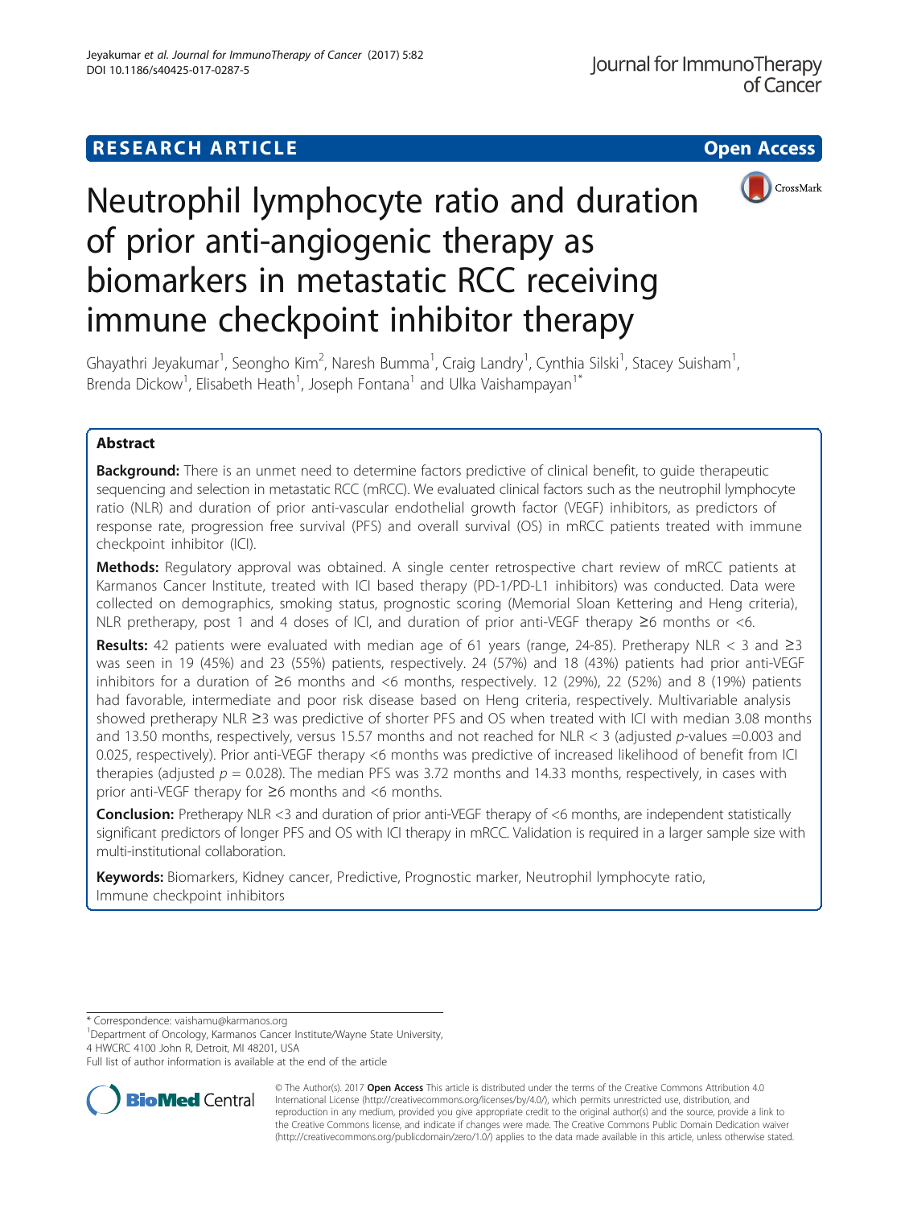RESEARCH ARTICLE

Open Access

# Neutrophil lymphocyte ratio and duration of prior anti-angiogenic therapy as biomarkers in metastatic RCC receiving immune checkpoint inhibitor therapy

Ghayathri Jeyakumar[1], Seongho Kim[2], Naresh Bumma[1], Craig Landry[1], Cynthia Silski[1], Stacey Suisham[1], Brenda Dickow[1], Elisabeth Heath[1], Joseph Fontana[1] and Ulka Vaishampayan[1*]

## Abstract

**Background:** There is an unmet need to determine factors predictive of clinical benefit, to guide therapeutic sequencing and selection in metastatic RCC (mRCC). We evaluated clinical factors such as the neutrophil lymphocyte ratio (NLR) and duration of prior anti-vascular endothelial growth factor (VEGF) inhibitors, as predictors of response rate, progression free survival (PFS) and overall survival (OS) in mRCC patients treated with immune checkpoint inhibitor (ICI).

**Methods:** Regulatory approval was obtained. A single center retrospective chart review of mRCC patients at Karmanos Cancer Institute, treated with ICI based therapy (PD-1/PD-L1 inhibitors) was conducted. Data were collected on demographics, smoking status, prognostic scoring (Memorial Sloan Kettering and Heng criteria), NLR pretherapy, post 1 and 4 doses of ICI, and duration of prior anti-VEGF therapy ≥6 months or <6.

**Results:** 42 patients were evaluated with median age of 61 years (range, 24-85). Pretherapy NLR < 3 and ≥3 was seen in 19 (45%) and 23 (55%) patients, respectively. 24 (57%) and 18 (43%) patients had prior anti-VEGF inhibitors for a duration of ≥6 months and <6 months, respectively. 12 (29%), 22 (52%) and 8 (19%) patients had favorable, intermediate and poor risk disease based on Heng criteria, respectively. Multivariable analysis showed pretherapy NLR ≥3 was predictive of shorter PFS and OS when treated with ICI with median 3.08 months and 13.50 months, respectively, versus 15.57 months and not reached for NLR < 3 (adjusted *p*-values =0.003 and 0.025, respectively). Prior anti-VEGF therapy <6 months was predictive of increased likelihood of benefit from ICI therapies (adjusted $p = 0.028$). The median PFS was 3.72 months and 14.33 months, respectively, in cases with prior anti-VEGF therapy for ≥6 months and <6 months.

**Conclusion:** Pretherapy NLR <3 and duration of prior anti-VEGF therapy of <6 months, are independent statistically significant predictors of longer PFS and OS with ICI therapy in mRCC. Validation is required in a larger sample size with multi-institutional collaboration.

**Keywords:** Biomarkers, Kidney cancer, Predictive, Prognostic marker, Neutrophil lymphocyte ratio, Immune checkpoint inhibitors

\* Correspondence: vaishamu@karmanos.org

[1]Department of Oncology, Karmanos Cancer Institute/Wayne State University, 4 HWCRC 4100 John R, Detroit, MI 48201, USA

Full list of author information is available at the end of the article

© The Author(s). 2017 **Open Access** This article is distributed under the terms of the Creative Commons Attribution 4.0 International License (http://creativecommons.org/licenses/by/4.0/), which permits unrestricted use, distribution, and reproduction in any medium, provided you give appropriate credit to the original author(s) and the source, provide a link to the Creative Commons license, and indicate if changes were made. The Creative Commons Public Domain Dedication waiver (http://creativecommons.org/publicdomain/zero/1.0/) applies to the data made available in this article, unless otherwise stated.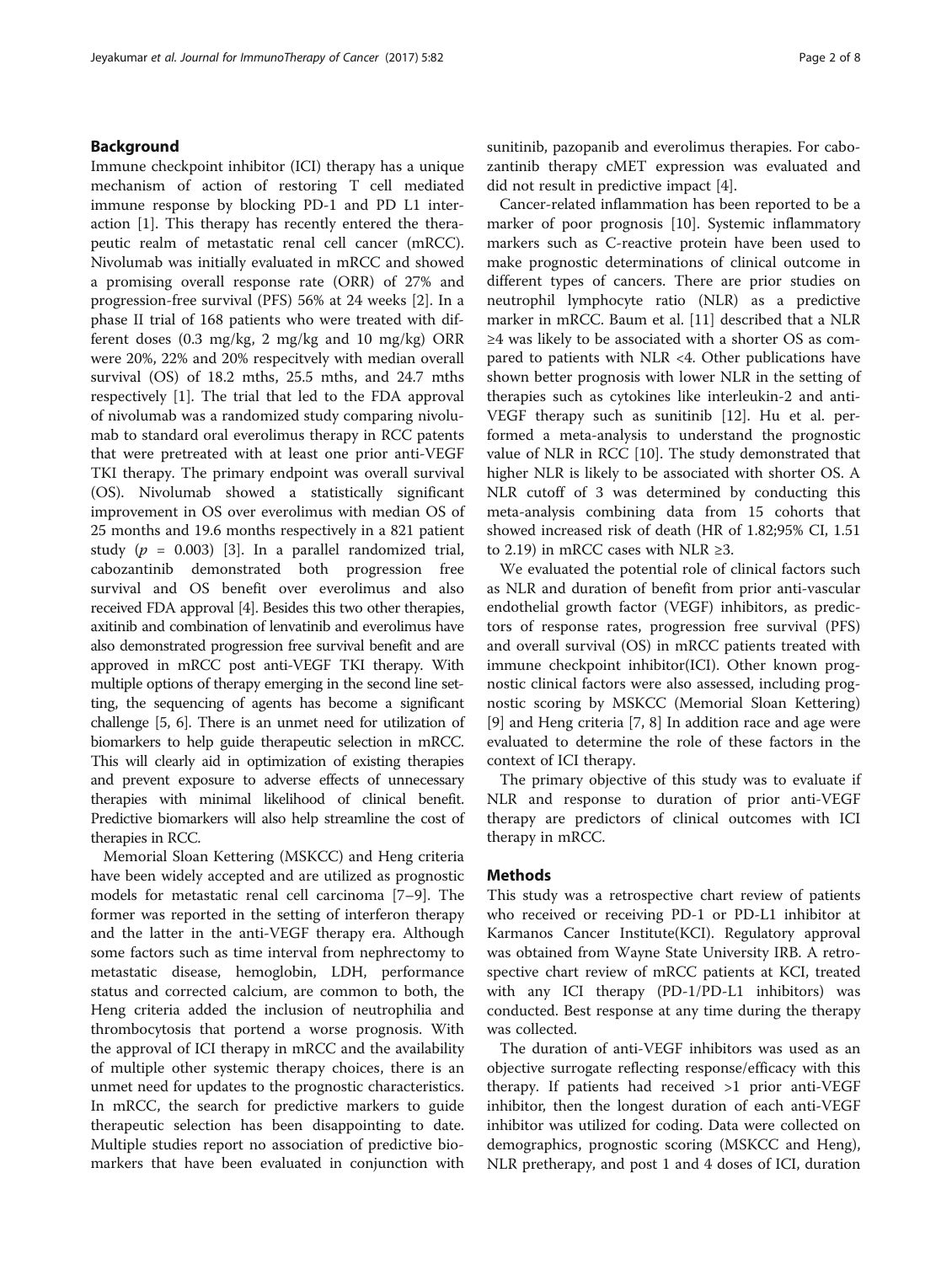## Background

Immune checkpoint inhibitor (ICI) therapy has a unique mechanism of action of restoring T cell mediated immune response by blocking PD-1 and PD L1 interaction [1]. This therapy has recently entered the therapeutic realm of metastatic renal cell cancer (mRCC). Nivolumab was initially evaluated in mRCC and showed a promising overall response rate (ORR) of 27% and progression-free survival (PFS) 56% at 24 weeks [2]. In a phase II trial of 168 patients who were treated with different doses (0.3 mg/kg, 2 mg/kg and 10 mg/kg) ORR were 20%, 22% and 20% respecitvely with median overall survival (OS) of 18.2 mths, 25.5 mths, and 24.7 mths respectively [1]. The trial that led to the FDA approval of nivolumab was a randomized study comparing nivolumab to standard oral everolimus therapy in RCC patents that were pretreated with at least one prior anti-VEGF TKI therapy. The primary endpoint was overall survival (OS). Nivolumab showed a statistically significant improvement in OS over everolimus with median OS of 25 months and 19.6 months respectively in a 821 patient study ($p$ = 0.003) [3]. In a parallel randomized trial, cabozantinib demonstrated both progression free survival and OS benefit over everolimus and also received FDA approval [4]. Besides this two other therapies, axitinib and combination of lenvatinib and everolimus have also demonstrated progression free survival benefit and are approved in mRCC post anti-VEGF TKI therapy. With multiple options of therapy emerging in the second line setting, the sequencing of agents has become a significant challenge [5, 6]. There is an unmet need for utilization of biomarkers to help guide therapeutic selection in mRCC. This will clearly aid in optimization of existing therapies and prevent exposure to adverse effects of unnecessary therapies with minimal likelihood of clinical benefit. Predictive biomarkers will also help streamline the cost of therapies in RCC.

Memorial Sloan Kettering (MSKCC) and Heng criteria have been widely accepted and are utilized as prognostic models for metastatic renal cell carcinoma [7–9]. The former was reported in the setting of interferon therapy and the latter in the anti-VEGF therapy era. Although some factors such as time interval from nephrectomy to metastatic disease, hemoglobin, LDH, performance status and corrected calcium, are common to both, the Heng criteria added the inclusion of neutrophilia and thrombocytosis that portend a worse prognosis. With the approval of ICI therapy in mRCC and the availability of multiple other systemic therapy choices, there is an unmet need for updates to the prognostic characteristics. In mRCC, the search for predictive markers to guide therapeutic selection has been disappointing to date. Multiple studies report no association of predictive biomarkers that have been evaluated in conjunction with sunitinib, pazopanib and everolimus therapies. For cabozantinib therapy cMET expression was evaluated and did not result in predictive impact [4].

Cancer-related inflammation has been reported to be a marker of poor prognosis [10]. Systemic inflammatory markers such as C-reactive protein have been used to make prognostic determinations of clinical outcome in different types of cancers. There are prior studies on neutrophil lymphocyte ratio (NLR) as a predictive marker in mRCC. Baum et al. [11] described that a NLR ≥4 was likely to be associated with a shorter OS as compared to patients with NLR <4. Other publications have shown better prognosis with lower NLR in the setting of therapies such as cytokines like interleukin-2 and anti-VEGF therapy such as sunitinib [12]. Hu et al. performed a meta-analysis to understand the prognostic value of NLR in RCC [10]. The study demonstrated that higher NLR is likely to be associated with shorter OS. A NLR cutoff of 3 was determined by conducting this meta-analysis combining data from 15 cohorts that showed increased risk of death (HR of 1.82;95% CI, 1.51 to 2.19) in mRCC cases with NLR ≥3.

We evaluated the potential role of clinical factors such as NLR and duration of benefit from prior anti-vascular endothelial growth factor (VEGF) inhibitors, as predictors of response rates, progression free survival (PFS) and overall survival (OS) in mRCC patients treated with immune checkpoint inhibitor(ICI). Other known prognostic clinical factors were also assessed, including prognostic scoring by MSKCC (Memorial Sloan Kettering) [9] and Heng criteria [7, 8] In addition race and age were evaluated to determine the role of these factors in the context of ICI therapy.

The primary objective of this study was to evaluate if NLR and response to duration of prior anti-VEGF therapy are predictors of clinical outcomes with ICI therapy in mRCC.

## Methods

This study was a retrospective chart review of patients who received or receiving PD-1 or PD-L1 inhibitor at Karmanos Cancer Institute(KCI). Regulatory approval was obtained from Wayne State University IRB. A retrospective chart review of mRCC patients at KCI, treated with any ICI therapy (PD-1/PD-L1 inhibitors) was conducted. Best response at any time during the therapy was collected.

The duration of anti-VEGF inhibitors was used as an objective surrogate reflecting response/efficacy with this therapy. If patients had received >1 prior anti-VEGF inhibitor, then the longest duration of each anti-VEGF inhibitor was utilized for coding. Data were collected on demographics, prognostic scoring (MSKCC and Heng), NLR pretherapy, and post 1 and 4 doses of ICI, duration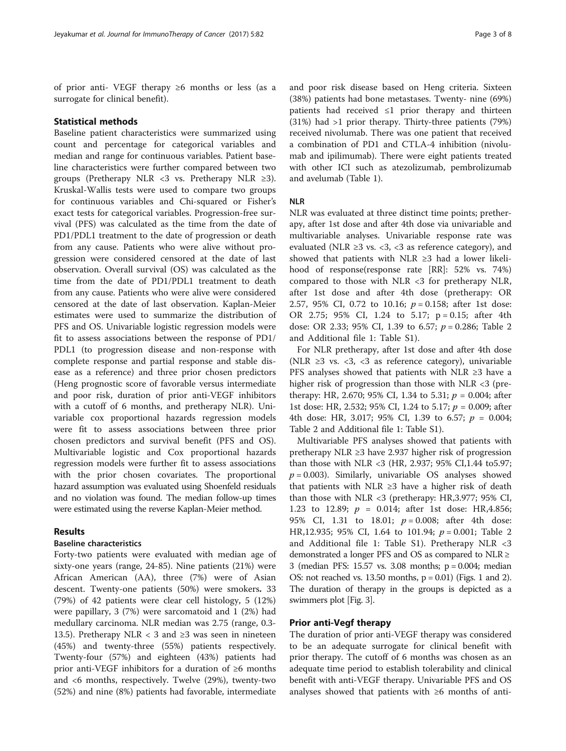of prior anti- VEGF therapy ≥6 months or less (as a surrogate for clinical benefit).

## Statistical methods

Baseline patient characteristics were summarized using count and percentage for categorical variables and median and range for continuous variables. Patient baseline characteristics were further compared between two groups (Pretherapy NLR <3 vs. Pretherapy NLR ≥3). Kruskal-Wallis tests were used to compare two groups for continuous variables and Chi-squared or Fisher's exact tests for categorical variables. Progression-free survival (PFS) was calculated as the time from the date of PD1/PDL1 treatment to the date of progression or death from any cause. Patients who were alive without progression were considered censored at the date of last observation. Overall survival (OS) was calculated as the time from the date of PD1/PDL1 treatment to death from any cause. Patients who were alive were considered censored at the date of last observation. Kaplan-Meier estimates were used to summarize the distribution of PFS and OS. Univariable logistic regression models were fit to assess associations between the response of PD1/PDL1 (to progression disease and non-response with complete response and partial response and stable disease as a reference) and three prior chosen predictors (Heng prognostic score of favorable versus intermediate and poor risk, duration of prior anti-VEGF inhibitors with a cutoff of 6 months, and pretherapy NLR). Univariable cox proportional hazards regression models were fit to assess associations between three prior chosen predictors and survival benefit (PFS and OS). Multivariable logistic and Cox proportional hazards regression models were further fit to assess associations with the prior chosen covariates. The proportional hazard assumption was evaluated using Shoenfeld residuals and no violation was found. The median follow-up times were estimated using the reverse Kaplan-Meier method.

## Results

### Baseline characteristics

Forty-two patients were evaluated with median age of sixty-one years (range, 24-85). Nine patients (21%) were African American (AA), three (7%) were of Asian descent. Twenty-one patients (50%) were smokers**.** 33 (79%) of 42 patients were clear cell histology, 5 (12%) were papillary, 3 (7%) were sarcomatoid and 1 (2%) had medullary carcinoma. NLR median was 2.75 (range, 0.3-13.5). Pretherapy NLR < 3 and ≥3 was seen in nineteen (45%) and twenty-three (55%) patients respectively. Twenty-four (57%) and eighteen (43%) patients had prior anti-VEGF inhibitors for a duration of ≥6 months and <6 months, respectively. Twelve (29%), twenty-two (52%) and nine (8%) patients had favorable, intermediate and poor risk disease based on Heng criteria. Sixteen (38%) patients had bone metastases. Twenty- nine (69%) patients had received ≤1 prior therapy and thirteen (31%) had >1 prior therapy. Thirty-three patients (79%) received nivolumab. There was one patient that received a combination of PD1 and CTLA-4 inhibition (nivolumab and ipilimumab). There were eight patients treated with other ICI such as atezolizumab, pembrolizumab and avelumab (Table 1).

### NLR

NLR was evaluated at three distinct time points; pretherapy, after 1st dose and after 4th dose via univariable and multivariable analyses. Univariable response rate was evaluated (NLR ≥3 vs. <3, <3 as reference category), and showed that patients with NLR ≥3 had a lower likelihood of response(response rate [RR]: 52% vs. 74%) compared to those with NLR <3 for pretherapy NLR, after 1st dose and after 4th dose (pretherapy: OR 2.57, 95% CI, 0.72 to 10.16; $p = 0.158$; after 1st dose: OR 2.75; 95% CI, 1.24 to 5.17; p = 0.15; after 4th dose: OR 2.33; 95% CI, 1.39 to 6.57; $p = 0.286$; Table 2 and Additional file 1: Table S1).

For NLR pretherapy, after 1st dose and after 4th dose (NLR ≥3 vs. <3, <3 as reference category), univariable PFS analyses showed that patients with NLR ≥3 have a higher risk of progression than those with NLR <3 (pretherapy: HR, 2.670; 95% CI, 1.34 to 5.31; $p = 0.004$; after 1st dose: HR, 2.532; 95% CI, 1.24 to 5.17; $p = 0.009$; after 4th dose: HR, 3.017; 95% CI, 1.39 to 6.57; $p = 0.004$; Table 2 and Additional file 1: Table S1).

Multivariable PFS analyses showed that patients with pretherapy NLR ≥3 have 2.937 higher risk of progression than those with NLR <3 (HR, 2.937; 95% CI,1.44 to5.97; $p = 0.003$). Similarly, univariable OS analyses showed that patients with NLR ≥3 have a higher risk of death than those with NLR <3 (pretherapy: HR,3.977; 95% CI, 1.23 to 12.89; $p = 0.014$; after 1st dose: HR,4.856; 95% CI, 1.31 to 18.01; $p = 0.008$; after 4th dose: HR,12.935; 95% CI, 1.64 to 101.94; $p = 0.001$; Table 2 and Additional file 1: Table S1). Pretherapy NLR <3 demonstrated a longer PFS and OS as compared to NLR ≥ 3 (median PFS: 15.57 vs. 3.08 months; p = 0.004; median OS: not reached vs. 13.50 months, p = 0.01) (Figs. 1 and 2). The duration of therapy in the groups is depicted as a swimmers plot [Fig. 3].

## Prior anti-Vegf therapy

The duration of prior anti-VEGF therapy was considered to be an adequate surrogate for clinical benefit with prior therapy. The cutoff of 6 months was chosen as an adequate time period to establish tolerability and clinical benefit with anti-VEGF therapy. Univariable PFS and OS analyses showed that patients with ≥6 months of anti-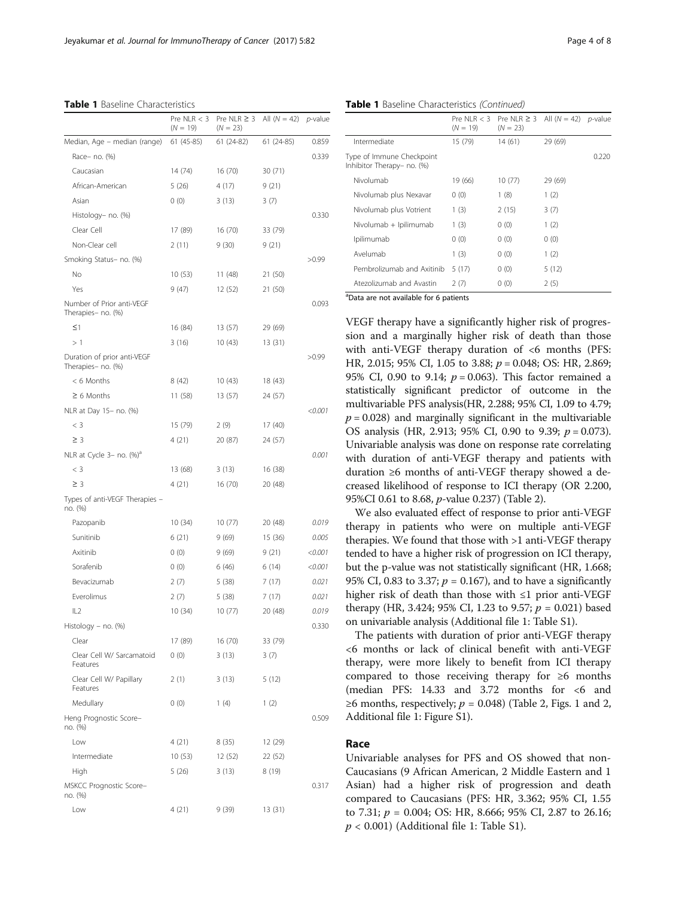**Table 1** Baseline Characteristics

| | Pre NLR < 3 (N = 19) | Pre NLR ≥ 3 (N = 23) | All (N = 42) | p-value |
|---|---|---|---|---|
| Median, Age – median (range) | 61 (45-85) | 61 (24-82) | 61 (24-85) | 0.859 |
| Race– no. (%) | | | | 0.339 |
| Caucasian | 14 (74) | 16 (70) | 30 (71) | |
| African-American | 5 (26) | 4 (17) | 9 (21) | |
| Asian | 0 (0) | 3 (13) | 3 (7) | |
| Histology– no. (%) | | | | 0.330 |
| Clear Cell | 17 (89) | 16 (70) | 33 (79) | |
| Non-Clear cell | 2 (11) | 9 (30) | 9 (21) | |
| Smoking Status– no. (%) | | | | >0.99 |
| No | 10 (53) | 11 (48) | 21 (50) | |
| Yes | 9 (47) | 12 (52) | 21 (50) | |
| Number of Prior anti-VEGF Therapies– no. (%) | | | | 0.093 |
| ≤1 | 16 (84) | 13 (57) | 29 (69) | |
| > 1 | 3 (16) | 10 (43) | 13 (31) | |
| Duration of prior anti-VEGF Therapies– no. (%) | | | | >0.99 |
| < 6 Months | 8 (42) | 10 (43) | 18 (43) | |
| ≥ 6 Months | 11 (58) | 13 (57) | 24 (57) | |
| NLR at Day 15– no. (%) | | | | *<0.001* |
| < 3 | 15 (79) | 2 (9) | 17 (40) | |
| ≥ 3 | 4 (21) | 20 (87) | 24 (57) | |
| NLR at Cycle 3– no. (%)[a] | | | | *0.001* |
| < 3 | 13 (68) | 3 (13) | 16 (38) | |
| ≥ 3 | 4 (21) | 16 (70) | 20 (48) | |
| Types of anti-VEGF Therapies – no. (%) | | | | |
| Pazopanib | 10 (34) | 10 (77) | 20 (48) | *0.019* |
| Sunitinib | 6 (21) | 9 (69) | 15 (36) | *0.005* |
| Axitinib | 0 (0) | 9 (69) | 9 (21) | *<0.001* |
| Sorafenib | 0 (0) | 6 (46) | 6 (14) | *<0.001* |
| Bevacizumab | 2 (7) | 5 (38) | 7 (17) | *0.021* |
| Everolimus | 2 (7) | 5 (38) | 7 (17) | *0.021* |
| IL2 | 10 (34) | 10 (77) | 20 (48) | *0.019* |
| Histology – no. (%) | | | | 0.330 |
| Clear | 17 (89) | 16 (70) | 33 (79) | |
| Clear Cell W/ Sarcamatoid Features | 0 (0) | 3 (13) | 3 (7) | |
| Clear Cell W/ Papillary Features | 2 (1) | 3 (13) | 5 (12) | |
| Medullary | 0 (0) | 1 (4) | 1 (2) | |
| Heng Prognostic Score– no. (%) | | | | 0.509 |
| Low | 4 (21) | 8 (35) | 12 (29) | |
| Intermediate | 10 (53) | 12 (52) | 22 (52) | |
| High | 5 (26) | 3 (13) | 8 (19) | |
| MSKCC Prognostic Score– no. (%) | | | | 0.317 |
| Low | 4 (21) | 9 (39) | 13 (31) | |
| Intermediate | 15 (79) | 14 (61) | 29 (69) | |
| Type of Immune Checkpoint Inhibitor Therapy– no. (%) | | | | 0.220 |
| Nivolumab | 19 (66) | 10 (77) | 29 (69) | |
| Nivolumab plus Nexavar | 0 (0) | 1 (8) | 1 (2) | |
| Nivolumab plus Votrient | 1 (3) | 2 (15) | 3 (7) | |
| Nivolumab + Ipilimumab | 1 (3) | 0 (0) | 1 (2) | |
| Ipilimumab | 0 (0) | 0 (0) | 0 (0) | |
| Avelumab | 1 (3) | 0 (0) | 1 (2) | |
| Pembrolizumab and Axitinib | 5 (17) | 0 (0) | 5 (12) | |
| Atezolizumab and Avastin | 2 (7) | 0 (0) | 2 (5) | |

[a]Data are not available for 6 patients

VEGF therapy have a significantly higher risk of progression and a marginally higher risk of death than those with anti-VEGF therapy duration of <6 months (PFS: HR, 2.015; 95% CI, 1.05 to 3.88; $p = 0.048$; OS: HR, 2.869; 95% CI, 0.90 to 9.14; $p = 0.063$). This factor remained a statistically significant predictor of outcome in the multivariable PFS analysis(HR, 2.288; 95% CI, 1.09 to 4.79; $p = 0.028$) and marginally significant in the multivariable OS analysis (HR, 2.913; 95% CI, 0.90 to 9.39; $p = 0.073$). Univariable analysis was done on response rate correlating with duration of anti-VEGF therapy and patients with duration ≥6 months of anti-VEGF therapy showed a decreased likelihood of response to ICI therapy (OR 2.200, 95%CI 0.61 to 8.68, *p*-value 0.237) (Table 2).

We also evaluated effect of response to prior anti-VEGF therapy in patients who were on multiple anti-VEGF therapies. We found that those with >1 anti-VEGF therapy tended to have a higher risk of progression on ICI therapy, but the p-value was not statistically significant (HR, 1.668; 95% CI, 0.83 to 3.37; $p = 0.167$), and to have a significantly higher risk of death than those with ≤1 prior anti-VEGF therapy (HR, 3.424; 95% CI, 1.23 to 9.57; $p = 0.021$) based on univariable analysis (Additional file 1: Table S1).

The patients with duration of prior anti-VEGF therapy <6 months or lack of clinical benefit with anti-VEGF therapy, were more likely to benefit from ICI therapy compared to those receiving therapy for ≥6 months (median PFS: 14.33 and 3.72 months for <6 and ≥6 months, respectively; $p = 0.048$) (Table 2, Figs. 1 and 2, Additional file 1: Figure S1).

## Race

Univariable analyses for PFS and OS showed that non-Caucasians (9 African American, 2 Middle Eastern and 1 Asian) had a higher risk of progression and death compared to Caucasians (PFS: HR, 3.362; 95% CI, 1.55 to 7.31; $p = 0.004$; OS: HR, 8.666; 95% CI, 2.87 to 26.16; $p < 0.001$) (Additional file 1: Table S1).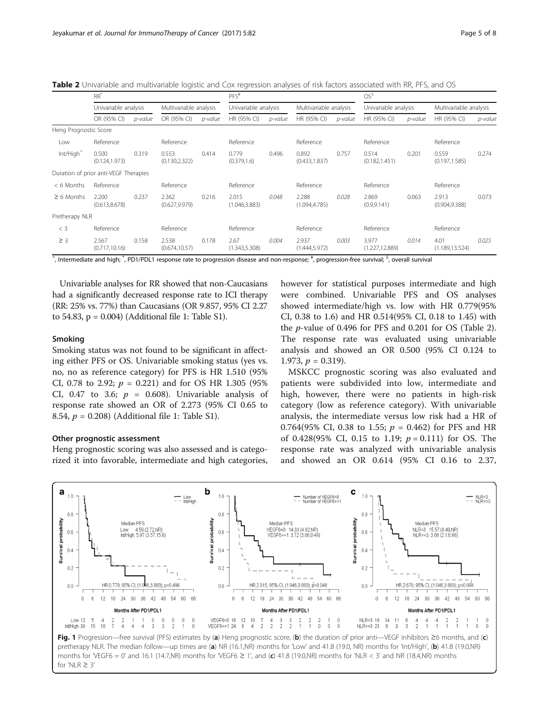**Table 2** Univariable and multivariable logistic and Cox regression analyses of risk factors associated with RR, PFS, and OS

| | RR* | | | | PFS# | | | | OS$ | | | |
|---|---|---|---|---|---|---|---|---|---|---|---|---|
| | Univariable analysis | | Multivariable analysis | | Univariable analysis | | Multivariable analysis | | Univariable analysis | | Multivariable analysis | |
| | OR (95% CI) | *p-value* | OR (95% CI) | *p-value* | HR (95% CI) | *p-value* | HR (95% CI) | *p-value* | HR (95% CI) | *p-value* | HR (95% CI) | *p-value* |
| Heng Prognostic Score | | | | | | | | | | | | |
| Low | Reference | | Reference | | Reference | | Reference | | Reference | | Reference | |
| Int/High^ | 0.500 (0.124,1.973) | 0.319 | 0.553 (0.130,2.322) | 0.414 | 0.779 (0.379,1.6) | 0.496 | 0.892 (0.433,1.837) | 0.757 | 0.514 (0.182,1.451) | 0.201 | 0.559 (0.197,1.585) | 0.274 |
| Duration of prior anti-VEGF Therapies | | | | | | | | | | | | |
| < 6 Months | Reference | | Reference | | Reference | | Reference | | Reference | | Reference | |
| ≥ 6 Months | 2.200 (0.613,8.678) | 0.237 | 2.362 (0.627,9.979) | 0.216 | 2.015 (1.046,3.883) | *0.048* | 2.288 (1.094,4.785) | *0.028* | 2.869 (0.9,9.141) | 0.063 | 2.913 (0.904,9.388) | 0.073 |
| Pretherapy NLR | | | | | | | | | | | | |
| < 3 | Reference | | Reference | | Reference | | Reference | | Reference | | Reference | |
| ≥ 3 | 2.567 (0.717,10.16) | 0.158 | 2.538 (0.674,10.57) | 0.178 | 2.67 (1.343,5.308) | *0.004* | 2.937 (1.444,5.972) | *0.003* | 3.977 (1.227,12.889) | *0.014* | 4.01 (1.189,13.524) | *0.025* |

^, Intermediate and high; *, PD1/PDL1 response rate to progression disease and non-response; #, progression-free survival; $, overall survival

Univariable analyses for RR showed that non-Caucasians had a significantly decreased response rate to ICI therapy (RR: 25% vs. 77%) than Caucasians (OR 9.857, 95% CI 2.27 to 54.83, p = 0.004) (Additional file 1: Table S1).

### Smoking

Smoking status was not found to be significant in affecting either PFS or OS. Univariable smoking status (yes vs. no, no as reference category) for PFS is HR 1.510 (95% CI, 0.78 to 2.92; $p$ = 0.221) and for OS HR 1.305 (95% CI, 0.47 to 3.6; $p$ = 0.608). Univariable analysis of response rate showed an OR of 2.273 (95% CI 0.65 to 8.54, $p$ = 0.208) (Additional file 1: Table S1).

### Other prognostic assessment

Heng prognostic scoring was also assessed and is categorized it into favorable, intermediate and high categories, however for statistical purposes intermediate and high were combined. Univariable PFS and OS analyses showed intermediate/high vs. low with HR 0.779(95% CI, 0.38 to 1.6) and HR 0.514(95% CI, 0.18 to 1.45) with the $p$-value of 0.496 for PFS and 0.201 for OS (Table 2). The response rate was evaluated using univariable analysis and showed an OR 0.500 (95% CI 0.124 to 1.973, $p$ = 0.319).

MSKCC prognostic scoring was also evaluated and patients were subdivided into low, intermediate and high, however, there were no patients in high-risk category (low as reference category). With univariable analysis, the intermediate versus low risk had a HR of 0.764(95% CI, 0.38 to 1.55; $p$ = 0.462) for PFS and HR of 0.428(95% CI, 0.15 to 1.19; $p$ = 0.111) for OS. The response rate was analyzed with univariable analysis and showed an OR 0.614 (95% CI 0.16 to 2.37,

a
Low
Int/High
Median PFS
Low 4.59 (2.72,NR)
Int/High: 5.97 (3.57,15.6)
HR,0.779; 95% CI, (1.046,3.883); p=0.496
Survival probability
Months After PD1/PDL1
Low 12 5 4 2 2 1 1 0 0 0 0 0
Int/High 30 15 10 7 4 4 4 3 3 2 1 0

b
Number of VEGF6=0
Number of VEGF6>=1
Median PFS
VEGF6=0: 14.33 (4.82,NR)
VEGF6>=1: 3.72 (3.08,8.49)
HR,2.015; 95% CI, (1.046,3.883); p=0.048
Survival probability
Months After PD1/PDL1
VEGF6=0 18 12 10 7 4 3 3 2 2 2 1 0
VEGF6>=1 24 8 4 2 2 2 2 1 1 0 0 0

c
NLR<3
NLR>=3
Median PFS
NLR<3: 15.57 (8.49,NR)
NLR>=3: 3.08 (2.1,6.66)
HR,2.670; 95% CI, (1.046,3.883); p=0.004
Survival probability
Months After PD1/PDL1
NLR<3 19 14 11 6 4 4 4 2 2 1 1 0
NLR>=3 23 6 3 3 2 1 1 1 1 1 0 0

**Fig. 1** Progression—free survival (PFS) estimates by (**a**) Heng prognostic score, (**b**) the duration of prior anti—VEGF inhibitors ≥6 months, and (**c**) pretherapy NLR. The median follow—up times are (**a**) NR (16.1,NR) months for 'Low' and 41.8 (19.0, NR) months for 'Int/High', (**b**) 41.8 (19.0,NR) months for 'VEGF6 = 0' and 16.1 (14.7,NR) months for 'VEGF6 ≥ 1', and (**c**) 41.8 (19.0,NR) months for 'NLR < 3' and NR (18.4,NR) months for 'NLR ≥ 3'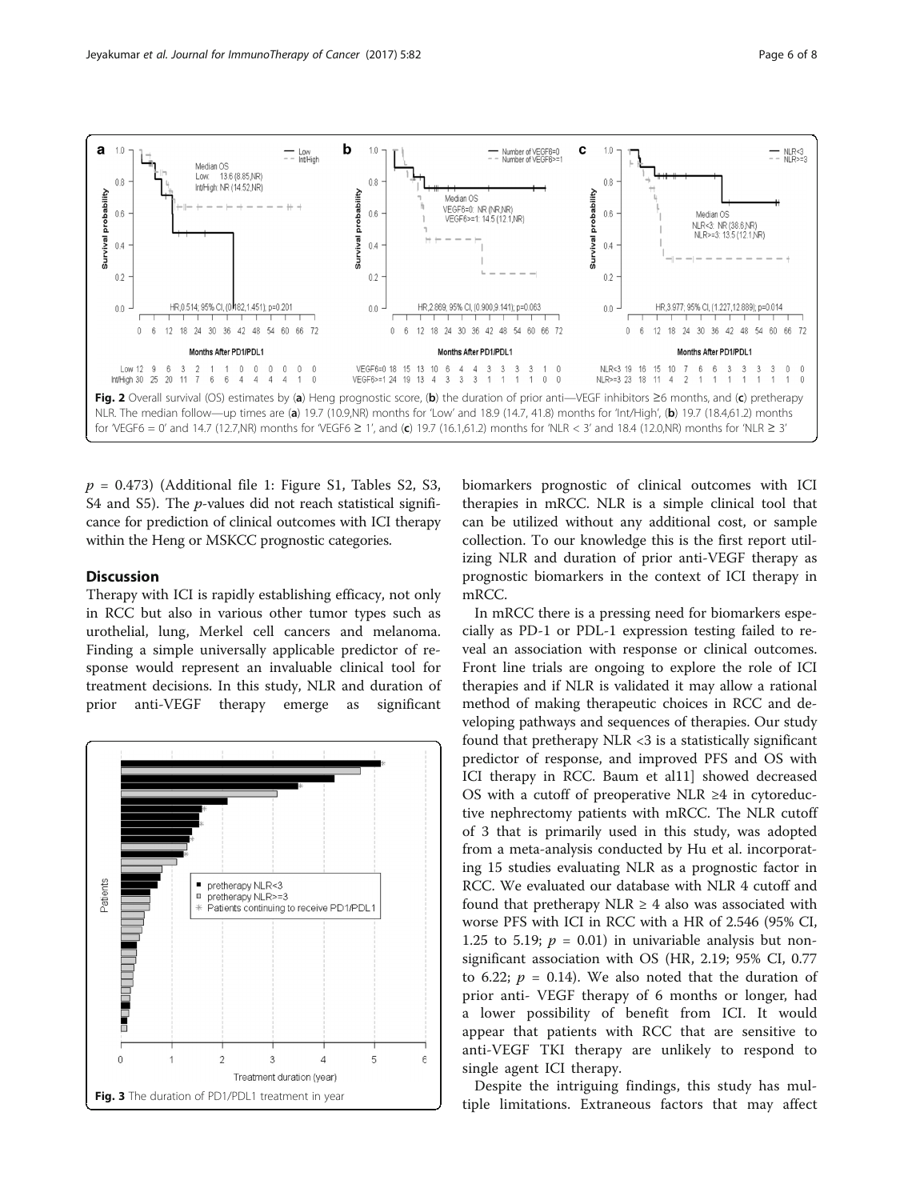a

Low
Int/High

Median OS
Low: 13.6 (8.85,NR)
Int/High: NR (14.52,NR)

Survival probability

HR,0.514; 95% CI, (0.182,1.451); p=0.201

Months After PD1/PDL1

Low 12 9 6 3 2 1 1 0 0 0 0 0 0
Int/High 30 25 20 11 7 6 6 4 4 4 4 1 0

b

Number of VEGF6=0
Number of VEGF6>=1

Median OS
VEGF6=0: NR (NR,NR)
VEGF6>=1: 14.5 (12.1,NR)

HR,2.869; 95% CI, (0.900,9.141); p=0.063

VEGF6=0 18 15 13 10 6 4 4 3 3 3 3 1 0
VEGF6>=1 24 19 13 4 3 3 3 1 1 1 1 0 0

c

NLR<3
NLR>=3

Median OS
NLR<3: NR (38.6,NR)
NLR>=3: 13.5 (12.1,NR)

HR,3.977; 95% CI, (1.227,12.889); p=0.014

NLR<3 19 16 15 10 7 6 6 3 3 3 3 0 0
NLR>=3 23 18 11 4 2 1 1 1 1 1 1 1 0

**Fig. 2** Overall survival (OS) estimates by (**a**) Heng prognostic score, (**b**) the duration of prior anti—VEGF inhibitors ≥6 months, and (**c**) pretherapy NLR. The median follow—up times are (**a**) 19.7 (10.9,NR) months for 'Low' and 18.9 (14.7, 41.8) months for 'Int/High', (**b**) 19.7 (18.4,61.2) months for 'VEGF6 = 0' and 14.7 (12.7,NR) months for 'VEGF6 ≥ 1', and (**c**) 19.7 (16.1,61.2) months for 'NLR < 3' and 18.4 (12.0,NR) months for 'NLR ≥ 3'

$p$ = 0.473) (Additional file 1: Figure S1, Tables S2, S3, S4 and S5). The $p$-values did not reach statistical significance for prediction of clinical outcomes with ICI therapy within the Heng or MSKCC prognostic categories.

## Discussion

Therapy with ICI is rapidly establishing efficacy, not only in RCC but also in various other tumor types such as urothelial, lung, Merkel cell cancers and melanoma. Finding a simple universally applicable predictor of response would represent an invaluable clinical tool for treatment decisions. In this study, NLR and duration of prior anti-VEGF therapy emerge as significant biomarkers prognostic of clinical outcomes with ICI therapies in mRCC. NLR is a simple clinical tool that can be utilized without any additional cost, or sample collection. To our knowledge this is the first report utilizing NLR and duration of prior anti-VEGF therapy as prognostic biomarkers in the context of ICI therapy in mRCC.

Patients

pretherapy NLR<3
pretherapy NLR>=3
Patients continuing to receive PD1/PDL1

Treatment duration (year)

**Fig. 3** The duration of PD1/PDL1 treatment in year

In mRCC there is a pressing need for biomarkers especially as PD-1 or PDL-1 expression testing failed to reveal an association with response or clinical outcomes. Front line trials are ongoing to explore the role of ICI therapies and if NLR is validated it may allow a rational method of making therapeutic choices in RCC and developing pathways and sequences of therapies. Our study found that pretherapy NLR <3 is a statistically significant predictor of response, and improved PFS and OS with ICI therapy in RCC. Baum et al11] showed decreased OS with a cutoff of preoperative NLR ≥4 in cytoreductive nephrectomy patients with mRCC. The NLR cutoff of 3 that is primarily used in this study, was adopted from a meta-analysis conducted by Hu et al. incorporating 15 studies evaluating NLR as a prognostic factor in RCC. We evaluated our database with NLR 4 cutoff and found that pretherapy NLR ≥ 4 also was associated with worse PFS with ICI in RCC with a HR of 2.546 (95% CI, 1.25 to 5.19; $p$ = 0.01) in univariable analysis but non-significant association with OS (HR, 2.19; 95% CI, 0.77 to 6.22; $p$ = 0.14). We also noted that the duration of prior anti- VEGF therapy of 6 months or longer, had a lower possibility of benefit from ICI. It would appear that patients with RCC that are sensitive to anti-VEGF TKI therapy are unlikely to respond to single agent ICI therapy.

Despite the intriguing findings, this study has multiple limitations. Extraneous factors that may affect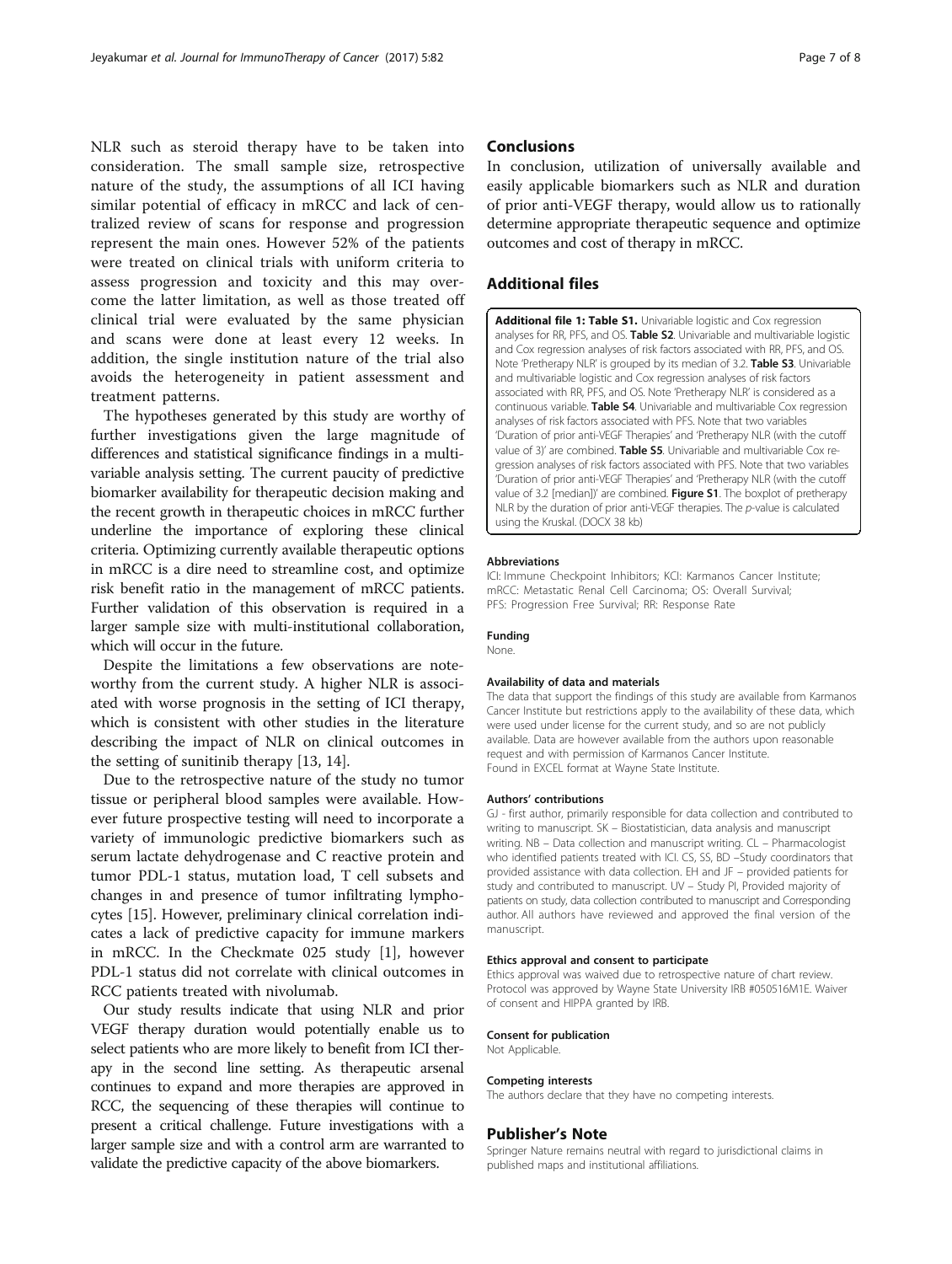NLR such as steroid therapy have to be taken into consideration. The small sample size, retrospective nature of the study, the assumptions of all ICI having similar potential of efficacy in mRCC and lack of centralized review of scans for response and progression represent the main ones. However 52% of the patients were treated on clinical trials with uniform criteria to assess progression and toxicity and this may overcome the latter limitation, as well as those treated off clinical trial were evaluated by the same physician and scans were done at least every 12 weeks. In addition, the single institution nature of the trial also avoids the heterogeneity in patient assessment and treatment patterns.

The hypotheses generated by this study are worthy of further investigations given the large magnitude of differences and statistical significance findings in a multivariable analysis setting. The current paucity of predictive biomarker availability for therapeutic decision making and the recent growth in therapeutic choices in mRCC further underline the importance of exploring these clinical criteria. Optimizing currently available therapeutic options in mRCC is a dire need to streamline cost, and optimize risk benefit ratio in the management of mRCC patients. Further validation of this observation is required in a larger sample size with multi-institutional collaboration, which will occur in the future.

Despite the limitations a few observations are noteworthy from the current study. A higher NLR is associated with worse prognosis in the setting of ICI therapy, which is consistent with other studies in the literature describing the impact of NLR on clinical outcomes in the setting of sunitinib therapy [13, 14].

Due to the retrospective nature of the study no tumor tissue or peripheral blood samples were available. However future prospective testing will need to incorporate a variety of immunologic predictive biomarkers such as serum lactate dehydrogenase and C reactive protein and tumor PDL-1 status, mutation load, T cell subsets and changes in and presence of tumor infiltrating lymphocytes [15]. However, preliminary clinical correlation indicates a lack of predictive capacity for immune markers in mRCC. In the Checkmate 025 study [1], however PDL-1 status did not correlate with clinical outcomes in RCC patients treated with nivolumab.

Our study results indicate that using NLR and prior VEGF therapy duration would potentially enable us to select patients who are more likely to benefit from ICI therapy in the second line setting. As therapeutic arsenal continues to expand and more therapies are approved in RCC, the sequencing of these therapies will continue to present a critical challenge. Future investigations with a larger sample size and with a control arm are warranted to validate the predictive capacity of the above biomarkers.

## Conclusions

In conclusion, utilization of universally available and easily applicable biomarkers such as NLR and duration of prior anti-VEGF therapy, would allow us to rationally determine appropriate therapeutic sequence and optimize outcomes and cost of therapy in mRCC.

## Additional files

**Additional file 1: Table S1.** Univariable logistic and Cox regression analyses for RR, PFS, and OS. **Table S2**. Univariable and multivariable logistic and Cox regression analyses of risk factors associated with RR, PFS, and OS. Note 'Pretherapy NLR' is grouped by its median of 3.2. **Table S3**. Univariable and multivariable logistic and Cox regression analyses of risk factors associated with RR, PFS, and OS. Note 'Pretherapy NLR' is considered as a continuous variable. **Table S4**. Univariable and multivariable Cox regression analyses of risk factors associated with PFS. Note that two variables 'Duration of prior anti-VEGF Therapies' and 'Pretherapy NLR (with the cutoff value of 3)' are combined. **Table S5**. Univariable and multivariable Cox regression analyses of risk factors associated with PFS. Note that two variables 'Duration of prior anti-VEGF Therapies' and 'Pretherapy NLR (with the cutoff value of 3.2 [median])' are combined. **Figure S1**. The boxplot of pretherapy NLR by the duration of prior anti-VEGF therapies. The *p*-value is calculated using the Kruskal. (DOCX 38 kb)

#### Abbreviations

ICI: Immune Checkpoint Inhibitors; KCI: Karmanos Cancer Institute; mRCC: Metastatic Renal Cell Carcinoma; OS: Overall Survival; PFS: Progression Free Survival; RR: Response Rate

#### Funding

None.

#### Availability of data and materials

The data that support the findings of this study are available from Karmanos Cancer Institute but restrictions apply to the availability of these data, which were used under license for the current study, and so are not publicly available. Data are however available from the authors upon reasonable request and with permission of Karmanos Cancer Institute.
Found in EXCEL format at Wayne State Institute.

#### Authors' contributions

GJ - first author, primarily responsible for data collection and contributed to writing to manuscript. SK – Biostatistician, data analysis and manuscript writing. NB – Data collection and manuscript writing. CL – Pharmacologist who identified patients treated with ICI. CS, SS, BD –Study coordinators that provided assistance with data collection. EH and JF – provided patients for study and contributed to manuscript. UV – Study PI, Provided majority of patients on study, data collection contributed to manuscript and Corresponding author. All authors have reviewed and approved the final version of the manuscript.

#### Ethics approval and consent to participate

Ethics approval was waived due to retrospective nature of chart review. Protocol was approved by Wayne State University IRB #050516M1E. Waiver of consent and HIPPA granted by IRB.

#### Consent for publication

Not Applicable.

#### Competing interests

The authors declare that they have no competing interests.

## Publisher's Note

Springer Nature remains neutral with regard to jurisdictional claims in published maps and institutional affiliations.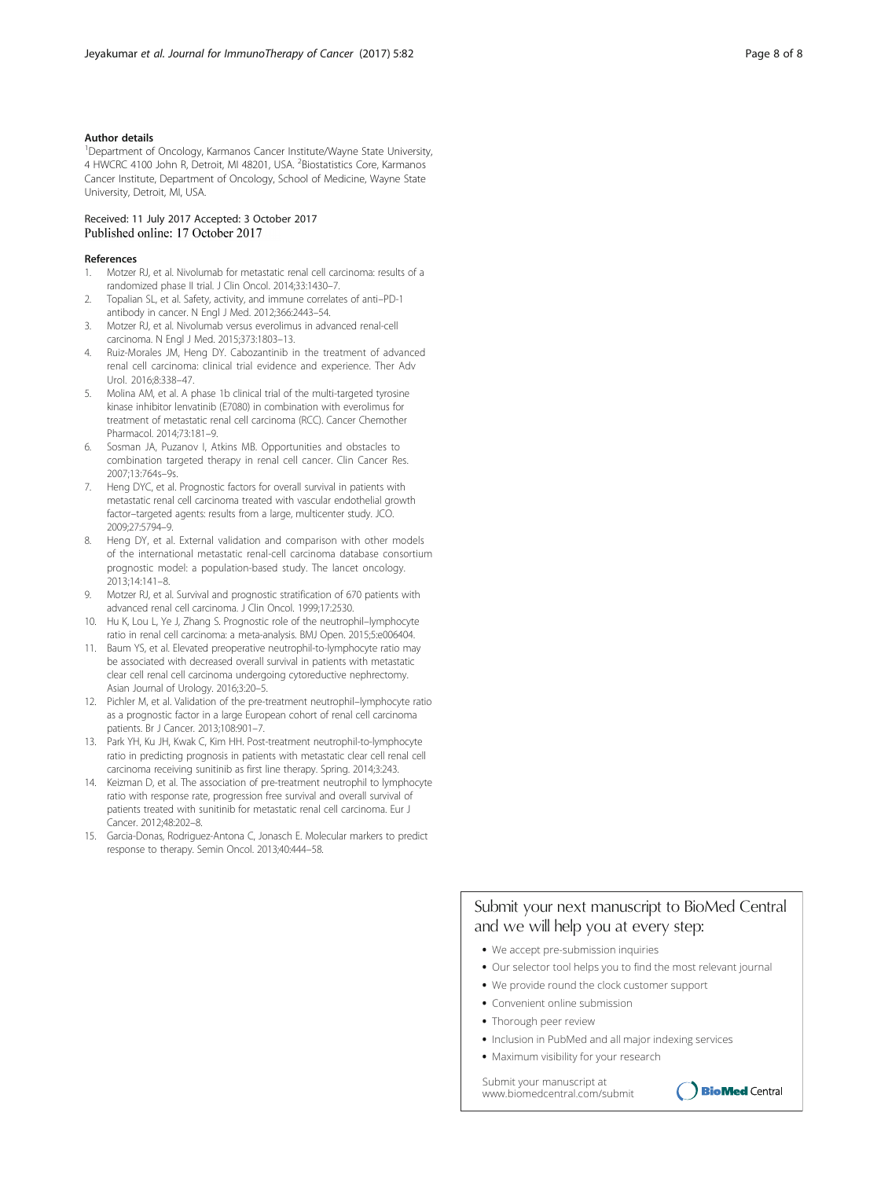#### Author details

[1]Department of Oncology, Karmanos Cancer Institute/Wayne State University, 4 HWCRC 4100 John R, Detroit, MI 48201, USA. [2]Biostatistics Core, Karmanos Cancer Institute, Department of Oncology, School of Medicine, Wayne State University, Detroit, MI, USA.

Received: 11 July 2017 Accepted: 3 October 2017
Published online: 17 October 2017

#### References

1. Motzer RJ, et al. Nivolumab for metastatic renal cell carcinoma: results of a randomized phase II trial. J Clin Oncol. 2014;33:1430–7.
2. Topalian SL, et al. Safety, activity, and immune correlates of anti–PD-1 antibody in cancer. N Engl J Med. 2012;366:2443–54.
3. Motzer RJ, et al. Nivolumab versus everolimus in advanced renal-cell carcinoma. N Engl J Med. 2015;373:1803–13.
4. Ruiz-Morales JM, Heng DY. Cabozantinib in the treatment of advanced renal cell carcinoma: clinical trial evidence and experience. Ther Adv Urol. 2016;8:338–47.
5. Molina AM, et al. A phase 1b clinical trial of the multi-targeted tyrosine kinase inhibitor lenvatinib (E7080) in combination with everolimus for treatment of metastatic renal cell carcinoma (RCC). Cancer Chemother Pharmacol. 2014;73:181–9.
6. Sosman JA, Puzanov I, Atkins MB. Opportunities and obstacles to combination targeted therapy in renal cell cancer. Clin Cancer Res. 2007;13:764s–9s.
7. Heng DYC, et al. Prognostic factors for overall survival in patients with metastatic renal cell carcinoma treated with vascular endothelial growth factor–targeted agents: results from a large, multicenter study. JCO. 2009;27:5794–9.
8. Heng DY, et al. External validation and comparison with other models of the international metastatic renal-cell carcinoma database consortium prognostic model: a population-based study. The lancet oncology. 2013;14:141–8.
9. Motzer RJ, et al. Survival and prognostic stratification of 670 patients with advanced renal cell carcinoma. J Clin Oncol. 1999;17:2530.
10. Hu K, Lou L, Ye J, Zhang S. Prognostic role of the neutrophil–lymphocyte ratio in renal cell carcinoma: a meta-analysis. BMJ Open. 2015;5:e006404.
11. Baum YS, et al. Elevated preoperative neutrophil-to-lymphocyte ratio may be associated with decreased overall survival in patients with metastatic clear cell renal cell carcinoma undergoing cytoreductive nephrectomy. Asian Journal of Urology. 2016;3:20–5.
12. Pichler M, et al. Validation of the pre-treatment neutrophil–lymphocyte ratio as a prognostic factor in a large European cohort of renal cell carcinoma patients. Br J Cancer. 2013;108:901–7.
13. Park YH, Ku JH, Kwak C, Kim HH. Post-treatment neutrophil-to-lymphocyte ratio in predicting prognosis in patients with metastatic clear cell renal cell carcinoma receiving sunitinib as first line therapy. Spring. 2014;3:243.
14. Keizman D, et al. The association of pre-treatment neutrophil to lymphocyte ratio with response rate, progression free survival and overall survival of patients treated with sunitinib for metastatic renal cell carcinoma. Eur J Cancer. 2012;48:202–8.
15. Garcia-Donas, Rodriguez-Antona C, Jonasch E. Molecular markers to predict response to therapy. Semin Oncol. 2013;40:444–58.

Submit your next manuscript to BioMed Central and we will help you at every step:

- We accept pre-submission inquiries
- Our selector tool helps you to find the most relevant journal
- We provide round the clock customer support
- Convenient online submission
- Thorough peer review
- Inclusion in PubMed and all major indexing services
- Maximum visibility for your research

Submit your manuscript at www.biomedcentral.com/submit

BioMed Central